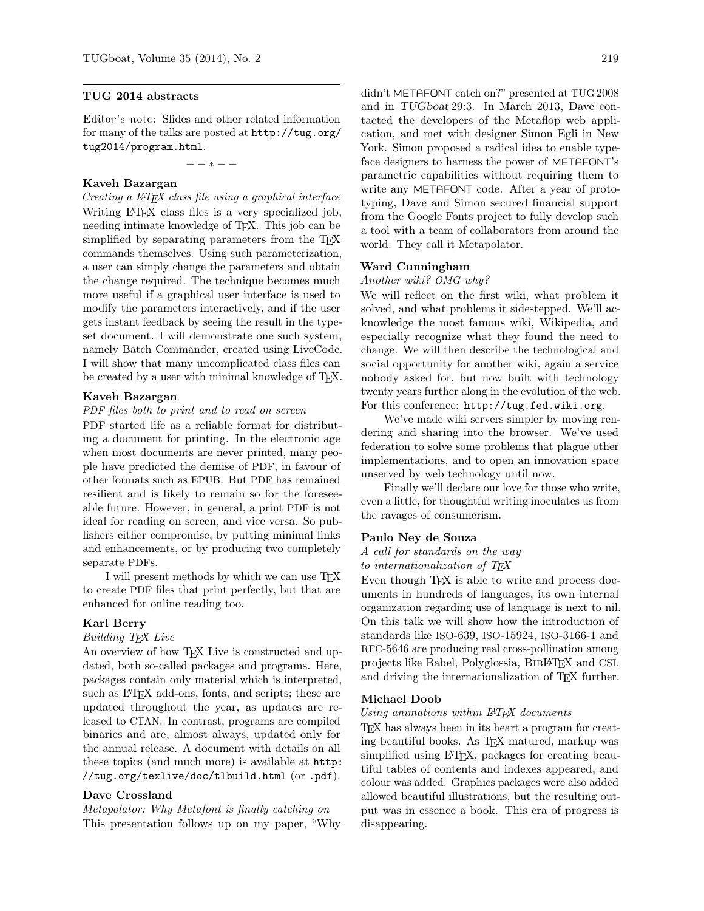## TUG 2014 abstracts

*Editor's note:* Slides and other related information for many of the talks are posted at http://tug.org/tug2014/program.html.

— — ∗ — —

### Kaveh Bazargan

*Creating a LaTeX class file using a graphical interface*

Writing LaTeX class files is a very specialized job, needing intimate knowledge of TeX. This job can be simplified by separating parameters from the TeX commands themselves. Using such parameterization, a user can simply change the parameters and obtain the change required. The technique becomes much more useful if a graphical user interface is used to modify the parameters interactively, and if the user gets instant feedback by seeing the result in the typeset document. I will demonstrate one such system, namely Batch Commander, created using LiveCode. I will show that many uncomplicated class files can be created by a user with minimal knowledge of TeX.

### Kaveh Bazargan

*PDF files both to print and to read on screen*

PDF started life as a reliable format for distributing a document for printing. In the electronic age when most documents are never printed, many people have predicted the demise of PDF, in favour of other formats such as EPUB. But PDF has remained resilient and is likely to remain so for the foreseeable future. However, in general, a print PDF is not ideal for reading on screen, and vice versa. So publishers either compromise, by putting minimal links and enhancements, or by producing two completely separate PDFs.

I will present methods by which we can use TeX to create PDF files that print perfectly, but that are enhanced for online reading too.

### Karl Berry

*Building TeX Live*

An overview of how TeX Live is constructed and updated, both so-called packages and programs. Here, packages contain only material which is interpreted, such as LaTeX add-ons, fonts, and scripts; these are updated throughout the year, as updates are released to CTAN. In contrast, programs are compiled binaries and are, almost always, updated only for the annual release. A document with details on all these topics (and much more) is available at http://tug.org/texlive/doc/tlbuild.html (or .pdf).

### Dave Crossland

*Metapolator: Why Metafont is finally catching on*

This presentation follows up on my paper, "Why didn't METAFONT catch on?" presented at TUG 2008 and in *TUGboat* 29:3. In March 2013, Dave contacted the developers of the Metaflop web application, and met with designer Simon Egli in New York. Simon proposed a radical idea to enable typeface designers to harness the power of METAFONT's parametric capabilities without requiring them to write any METAFONT code. After a year of prototyping, Dave and Simon secured financial support from the Google Fonts project to fully develop such a tool with a team of collaborators from around the world. They call it Metapolator.

### Ward Cunningham

*Another wiki? OMG why?*

We will reflect on the first wiki, what problem it solved, and what problems it sidestepped. We'll acknowledge the most famous wiki, Wikipedia, and especially recognize what they found the need to change. We will then describe the technological and social opportunity for another wiki, again a service nobody asked for, but now built with technology twenty years further along in the evolution of the web. For this conference: http://tug.fed.wiki.org.

We've made wiki servers simpler by moving rendering and sharing into the browser. We've used federation to solve some problems that plague other implementations, and to open an innovation space unserved by web technology until now.

Finally we'll declare our love for those who write, even a little, for thoughtful writing inoculates us from the ravages of consumerism.

### Paulo Ney de Souza

*A call for standards on the way to internationalization of TeX*

Even though TeX is able to write and process documents in hundreds of languages, its own internal organization regarding use of language is next to nil. On this talk we will show how the introduction of standards like ISO-639, ISO-15924, ISO-3166-1 and RFC-5646 are producing real cross-pollination among projects like Babel, Polyglossia, BibLaTeX and CSL and driving the internationalization of TeX further.

### Michael Doob

*Using animations within LaTeX documents*

TeX has always been in its heart a program for creating beautiful books. As TeX matured, markup was simplified using LaTeX, packages for creating beautiful tables of contents and indexes appeared, and colour was added. Graphics packages were also added allowed beautiful illustrations, but the resulting output was in essence a book. This era of progress is disappearing.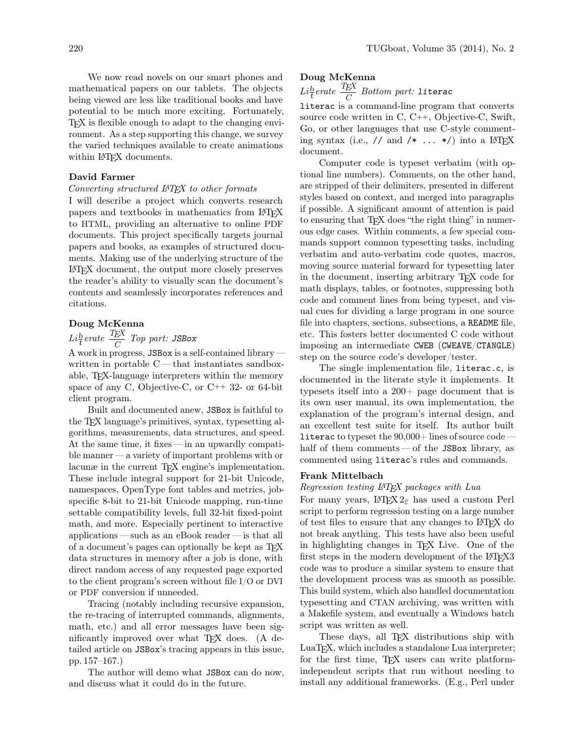We now read novels on our smart phones and mathematical papers on our tablets. The objects being viewed are less like traditional books and have potential to be much more exciting. Fortunately, TeX is flexible enough to adapt to the changing environment. As a step supporting this change, we survey the varied techniques available to create animations within LaTeX documents.

**David Farmer**

*Converting structured LaTeX to other formats*

I will describe a project which converts research papers and textbooks in mathematics from LaTeX to HTML, providing an alternative to online PDF documents. This project specifically targets journal papers and books, as examples of structured documents. Making use of the underlying structure of the LaTeX document, the output more closely preserves the reader's ability to visually scan the document's contents and seamlessly incorporates references and citations.

**Doug McKenna**

*Li$\frac{b}{t}$erate $\frac{TeX}{C}$ Top part:* `JSBox`

A work in progress, `JSBox` is a self-contained library — written in portable C — that instantiates sandboxable, TeX-language interpreters within the memory space of any C, Objective-C, or C++ 32- or 64-bit client program.

Built and documented anew, `JSBox` is faithful to the TeX language's primitives, syntax, typesetting algorithms, measurements, data structures, and speed. At the same time, it fixes — in an upwardly compatible manner — a variety of important problems with or lacunæ in the current TeX engine's implementation. These include integral support for 21-bit Unicode, namespaces, OpenType font tables and metrics, job-specific 8-bit to 21-bit Unicode mapping, run-time settable compatibility levels, full 32-bit fixed-point math, and more. Especially pertinent to interactive applications — such as an eBook reader — is that all of a document's pages can optionally be kept as TeX data structures in memory after a job is done, with direct random access of any requested page exported to the client program's screen without file I/O or DVI or PDF conversion if unneeded.

Tracing (notably including recursive expansion, the re-tracing of interrupted commands, alignments, math, etc.) and all error messages have been significantly improved over what TeX does. (A detailed article on `JSBox`'s tracing appears in this issue, pp. 157–167.)

The author will demo what `JSBox` can do now, and discuss what it could do in the future.

**Doug McKenna**

*Li$\frac{b}{t}$erate $\frac{TeX}{C}$ Bottom part:* `literac`

`literac` is a command-line program that converts source code written in C, C++, Objective-C, Swift, Go, or other languages that use C-style commenting syntax (i.e., `//` and `/* ... */`) into a LaTeX document.

Computer code is typeset verbatim (with optional line numbers). Comments, on the other hand, are stripped of their delimiters, presented in different styles based on context, and merged into paragraphs if possible. A significant amount of attention is paid to ensuring that TeX does "the right thing" in numerous edge cases. Within comments, a few special commands support common typesetting tasks, including verbatim and auto-verbatim code quotes, macros, moving source material forward for typesetting later in the document, inserting arbitrary TeX code for math displays, tables, or footnotes, suppressing both code and comment lines from being typeset, and visual cues for dividing a large program in one source file into chapters, sections, subsections, a `README` file, etc. This fosters better documented C code without imposing an intermediate `CWEB` (`CWEAVE`/`CTANGLE`) step on the source code's developer/tester.

The single implementation file, `literac.c`, is documented in the literate style it implements. It typesets itself into a 200+ page document that is its own user manual, its own implementation, the explanation of the program's internal design, and an excellent test suite for itself. Its author built `literac` to typeset the 90,000+ lines of source code — half of them comments — of the `JSBox` library, as commented using `literac`'s rules and commands.

**Frank Mittelbach**

*Regression testing LaTeX packages with Lua*

For many years, LaTeX $2_\varepsilon$ has used a custom Perl script to perform regression testing on a large number of test files to ensure that any changes to LaTeX do not break anything. This tests have also been useful in highlighting changes in TeX Live. One of the first steps in the modern development of the LaTeX3 code was to produce a similar system to ensure that the development process was as smooth as possible. This build system, which also handled documentation typesetting and CTAN archiving, was written with a Makefile system, and eventually a Windows batch script was written as well.

These days, all TeX distributions ship with LuaTeX, which includes a standalone Lua interpreter; for the first time, TeX users can write platform-independent scripts that run without needing to install any additional frameworks. (E.g., Perl under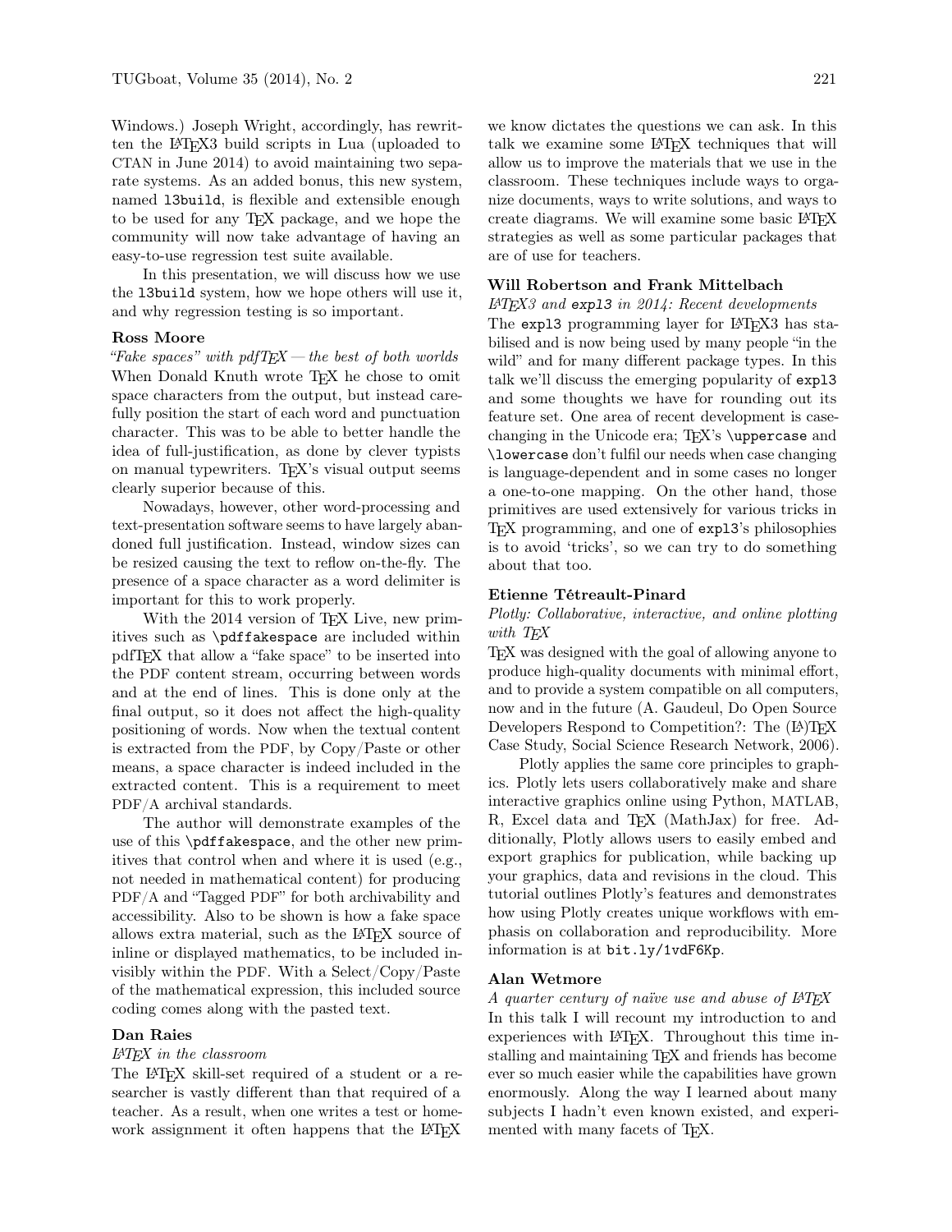Windows.) Joseph Wright, accordingly, has rewritten the LaTeX3 build scripts in Lua (uploaded to CTAN in June 2014) to avoid maintaining two separate systems. As an added bonus, this new system, named `l3build`, is flexible and extensible enough to be used for any TeX package, and we hope the community will now take advantage of having an easy-to-use regression test suite available.

In this presentation, we will discuss how we use the `l3build` system, how we hope others will use it, and why regression testing is so important.

**Ross Moore**

*"Fake spaces" with pdfTeX — the best of both worlds*

When Donald Knuth wrote TeX he chose to omit space characters from the output, but instead carefully position the start of each word and punctuation character. This was to be able to better handle the idea of full-justification, as done by clever typists on manual typewriters. TeX's visual output seems clearly superior because of this.

Nowadays, however, other word-processing and text-presentation software seems to have largely abandoned full justification. Instead, window sizes can be resized causing the text to reflow on-the-fly. The presence of a space character as a word delimiter is important for this to work properly.

With the 2014 version of TeX Live, new primitives such as `\pdffakespace` are included within pdfTeX that allow a "fake space" to be inserted into the PDF content stream, occurring between words and at the end of lines. This is done only at the final output, so it does not affect the high-quality positioning of words. Now when the textual content is extracted from the PDF, by Copy/Paste or other means, a space character is indeed included in the extracted content. This is a requirement to meet PDF/A archival standards.

The author will demonstrate examples of the use of this `\pdffakespace`, and the other new primitives that control when and where it is used (e.g., not needed in mathematical content) for producing PDF/A and "Tagged PDF" for both archivability and accessibility. Also to be shown is how a fake space allows extra material, such as the LaTeX source of inline or displayed mathematics, to be included invisibly within the PDF. With a Select/Copy/Paste of the mathematical expression, this included source coding comes along with the pasted text.

**Dan Raies**

*LaTeX in the classroom*

The LaTeX skill-set required of a student or a researcher is vastly different than that required of a teacher. As a result, when one writes a test or homework assignment it often happens that the LaTeX we know dictates the questions we can ask. In this talk we examine some LaTeX techniques that will allow us to improve the materials that we use in the classroom. These techniques include ways to organize documents, ways to write solutions, and ways to create diagrams. We will examine some basic LaTeX strategies as well as some particular packages that are of use for teachers.

**Will Robertson and Frank Mittelbach**

*LaTeX3 and `expl3` in 2014: Recent developments*

The `expl3` programming layer for LaTeX3 has stabilised and is now being used by many people "in the wild" and for many different package types. In this talk we'll discuss the emerging popularity of `expl3` and some thoughts we have for rounding out its feature set. One area of recent development is case-changing in the Unicode era; TeX's `\uppercase` and `\lowercase` don't fulfil our needs when case changing is language-dependent and in some cases no longer a one-to-one mapping. On the other hand, those primitives are used extensively for various tricks in TeX programming, and one of `expl3`'s philosophies is to avoid 'tricks', so we can try to do something about that too.

**Etienne Tétreault-Pinard**

*Plotly: Collaborative, interactive, and online plotting with TeX*

TeX was designed with the goal of allowing anyone to produce high-quality documents with minimal effort, and to provide a system compatible on all computers, now and in the future (A. Gaudeul, Do Open Source Developers Respond to Competition?: The (La)TeX Case Study, Social Science Research Network, 2006).

Plotly applies the same core principles to graphics. Plotly lets users collaboratively make and share interactive graphics online using Python, MATLAB, R, Excel data and TeX (MathJax) for free. Additionally, Plotly allows users to easily embed and export graphics for publication, while backing up your graphics, data and revisions in the cloud. This tutorial outlines Plotly's features and demonstrates how using Plotly creates unique workflows with emphasis on collaboration and reproducibility. More information is at `bit.ly/1vdF6Kp`.

**Alan Wetmore**

*A quarter century of naïve use and abuse of LaTeX*

In this talk I will recount my introduction to and experiences with LaTeX. Throughout this time installing and maintaining TeX and friends has become ever so much easier while the capabilities have grown enormously. Along the way I learned about many subjects I hadn't even known existed, and experimented with many facets of TeX.